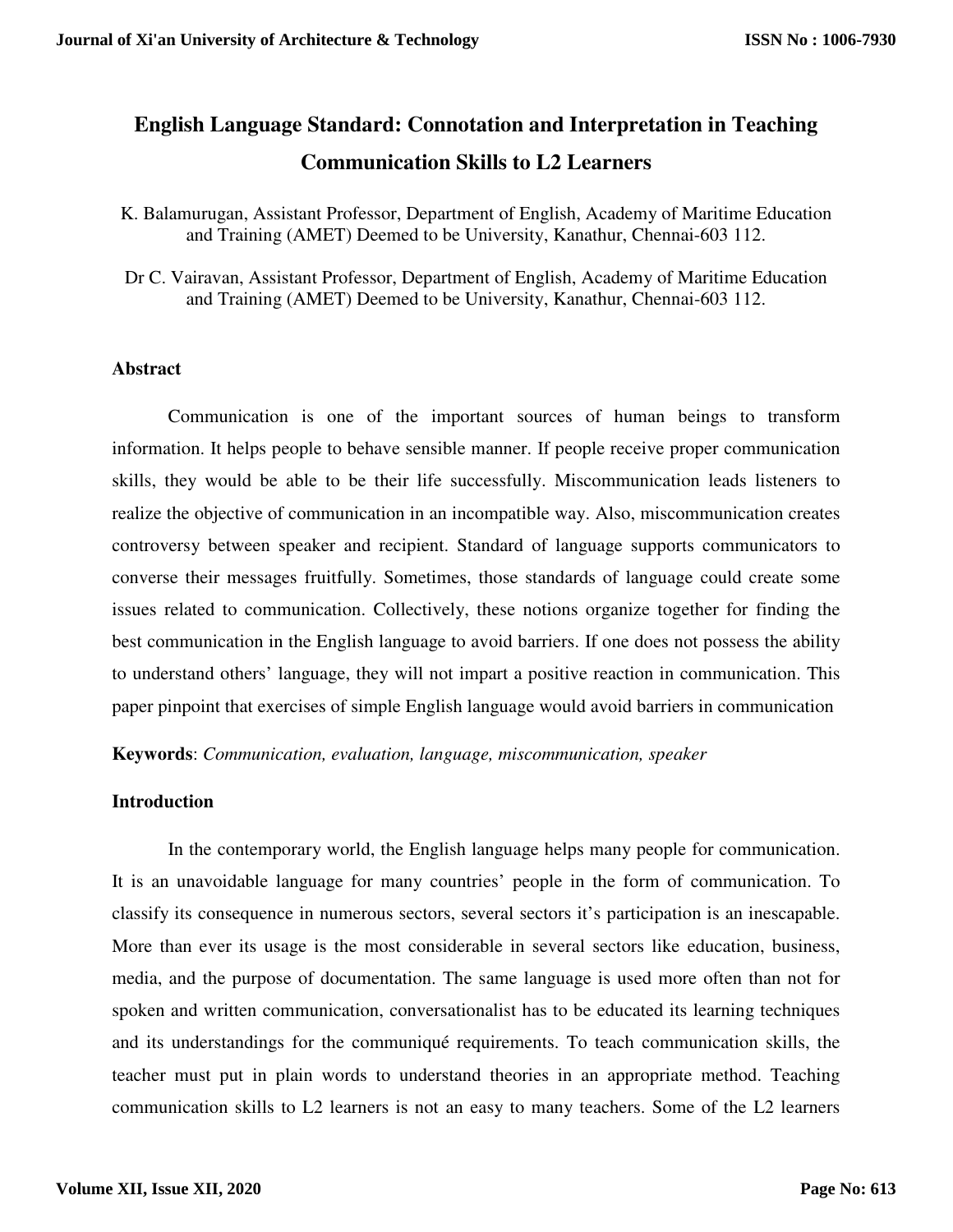# English Language Standard: Connotation and Interpretation in Teaching Communication Skills to L2 Learners

K. Balamurugan, Assistant Professor, Department of English, Academy of Maritime Education and Training (AMET) Deemed to be University, Kanathur, Chennai-603 112.

Dr C. Vairavan, Assistant Professor, Department of English, Academy of Maritime Education and Training (AMET) Deemed to be University, Kanathur, Chennai-603 112.

## Abstract

Communication is one of the important sources of human beings to transform information. It helps people to behave sensible manner. If people receive proper communication skills, they would be able to be their life successfully. Miscommunication leads listeners to realize the objective of communication in an incompatible way. Also, miscommunication creates controversy between speaker and recipient. Standard of language supports communicators to converse their messages fruitfully. Sometimes, those standards of language could create some issues related to communication. Collectively, these notions organize together for finding the best communication in the English language to avoid barriers. If one does not possess the ability to understand others' language, they will not impart a positive reaction in communication. This paper pinpoint that exercises of simple English language would avoid barriers in communication

**Keywords**: *Communication, evaluation, language, miscommunication, speaker*

## Introduction

In the contemporary world, the English language helps many people for communication. It is an unavoidable language for many countries' people in the form of communication. To classify its consequence in numerous sectors, several sectors it's participation is an inescapable. More than ever its usage is the most considerable in several sectors like education, business, media, and the purpose of documentation. The same language is used more often than not for spoken and written communication, conversationalist has to be educated its learning techniques and its understandings for the communiqué requirements. To teach communication skills, the teacher must put in plain words to understand theories in an appropriate method. Teaching communication skills to L2 learners is not an easy to many teachers. Some of the L2 learners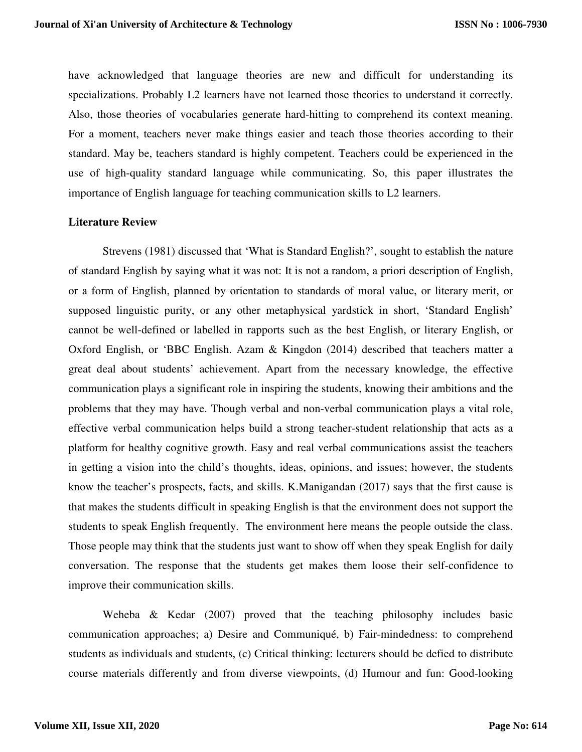have acknowledged that language theories are new and difficult for understanding its specializations. Probably L2 learners have not learned those theories to understand it correctly. Also, those theories of vocabularies generate hard-hitting to comprehend its context meaning. For a moment, teachers never make things easier and teach those theories according to their standard. May be, teachers standard is highly competent. Teachers could be experienced in the use of high-quality standard language while communicating. So, this paper illustrates the importance of English language for teaching communication skills to L2 learners.

## Literature Review

Strevens (1981) discussed that 'What is Standard English?', sought to establish the nature of standard English by saying what it was not: It is not a random, a priori description of English, or a form of English, planned by orientation to standards of moral value, or literary merit, or supposed linguistic purity, or any other metaphysical yardstick in short, 'Standard English' cannot be well-defined or labelled in rapports such as the best English, or literary English, or Oxford English, or 'BBC English. Azam & Kingdon (2014) described that teachers matter a great deal about students' achievement. Apart from the necessary knowledge, the effective communication plays a significant role in inspiring the students, knowing their ambitions and the problems that they may have. Though verbal and non-verbal communication plays a vital role, effective verbal communication helps build a strong teacher-student relationship that acts as a platform for healthy cognitive growth. Easy and real verbal communications assist the teachers in getting a vision into the child's thoughts, ideas, opinions, and issues; however, the students know the teacher's prospects, facts, and skills. K.Manigandan (2017) says that the first cause is that makes the students difficult in speaking English is that the environment does not support the students to speak English frequently. The environment here means the people outside the class. Those people may think that the students just want to show off when they speak English for daily conversation. The response that the students get makes them loose their self-confidence to improve their communication skills.

Weheba & Kedar (2007) proved that the teaching philosophy includes basic communication approaches; a) Desire and Communiqué, b) Fair-mindedness: to comprehend students as individuals and students, (c) Critical thinking: lecturers should be defied to distribute course materials differently and from diverse viewpoints, (d) Humour and fun: Good-looking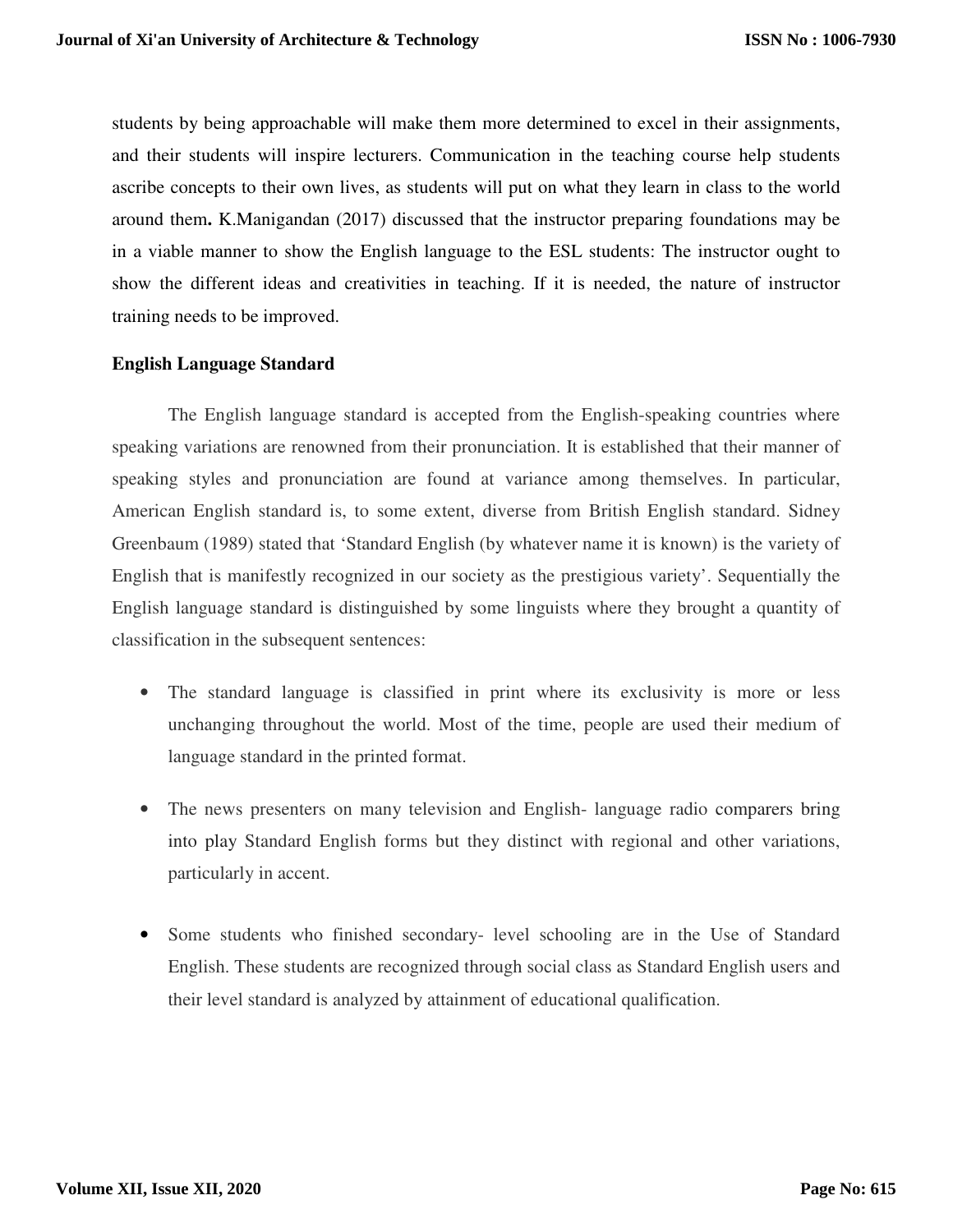students by being approachable will make them more determined to excel in their assignments, and their students will inspire lecturers. Communication in the teaching course help students ascribe concepts to their own lives, as students will put on what they learn in class to the world around them**.** K.Manigandan (2017) discussed that the instructor preparing foundations may be in a viable manner to show the English language to the ESL students: The instructor ought to show the different ideas and creativities in teaching. If it is needed, the nature of instructor training needs to be improved.

**English Language Standard**

The English language standard is accepted from the English-speaking countries where speaking variations are renowned from their pronunciation. It is established that their manner of speaking styles and pronunciation are found at variance among themselves. In particular, American English standard is, to some extent, diverse from British English standard. Sidney Greenbaum (1989) stated that 'Standard English (by whatever name it is known) is the variety of English that is manifestly recognized in our society as the prestigious variety'. Sequentially the English language standard is distinguished by some linguists where they brought a quantity of classification in the subsequent sentences:

- The standard language is classified in print where its exclusivity is more or less unchanging throughout the world. Most of the time, people are used their medium of language standard in the printed format.
- The news presenters on many television and English- language radio comparers bring into play Standard English forms but they distinct with regional and other variations, particularly in accent.
- Some students who finished secondary- level schooling are in the Use of Standard English. These students are recognized through social class as Standard English users and their level standard is analyzed by attainment of educational qualification.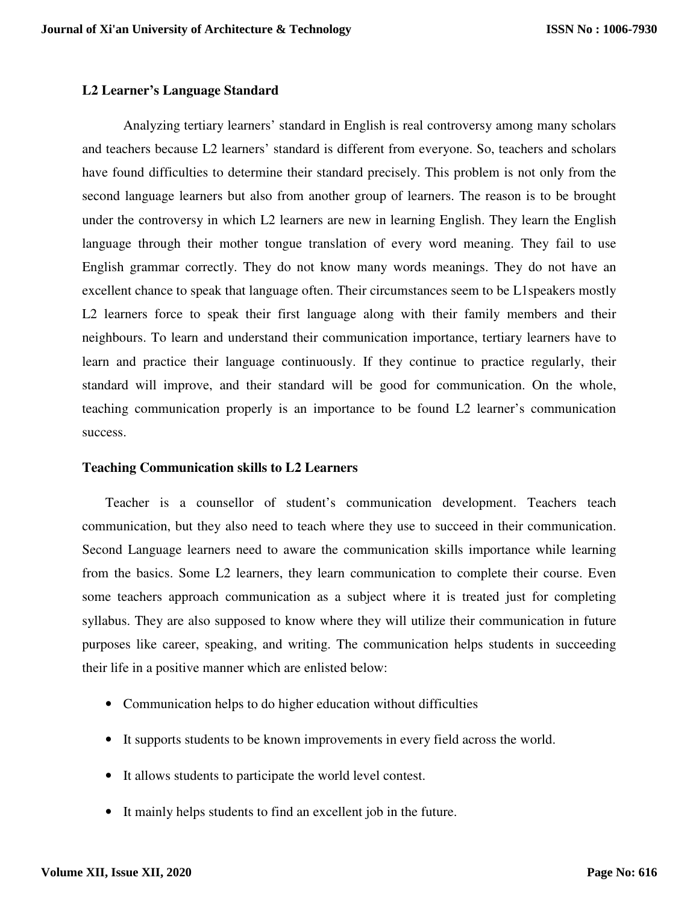## L2 Learner's Language Standard

Analyzing tertiary learners' standard in English is real controversy among many scholars and teachers because L2 learners' standard is different from everyone. So, teachers and scholars have found difficulties to determine their standard precisely. This problem is not only from the second language learners but also from another group of learners. The reason is to be brought under the controversy in which L2 learners are new in learning English. They learn the English language through their mother tongue translation of every word meaning. They fail to use English grammar correctly. They do not know many words meanings. They do not have an excellent chance to speak that language often. Their circumstances seem to be L1speakers mostly L2 learners force to speak their first language along with their family members and their neighbours. To learn and understand their communication importance, tertiary learners have to learn and practice their language continuously. If they continue to practice regularly, their standard will improve, and their standard will be good for communication. On the whole, teaching communication properly is an importance to be found L2 learner's communication success.

## Teaching Communication skills to L2 Learners

Teacher is a counsellor of student's communication development. Teachers teach communication, but they also need to teach where they use to succeed in their communication. Second Language learners need to aware the communication skills importance while learning from the basics. Some L2 learners, they learn communication to complete their course. Even some teachers approach communication as a subject where it is treated just for completing syllabus. They are also supposed to know where they will utilize their communication in future purposes like career, speaking, and writing. The communication helps students in succeeding their life in a positive manner which are enlisted below:

- Communication helps to do higher education without difficulties
- It supports students to be known improvements in every field across the world.
- It allows students to participate the world level contest.
- It mainly helps students to find an excellent job in the future.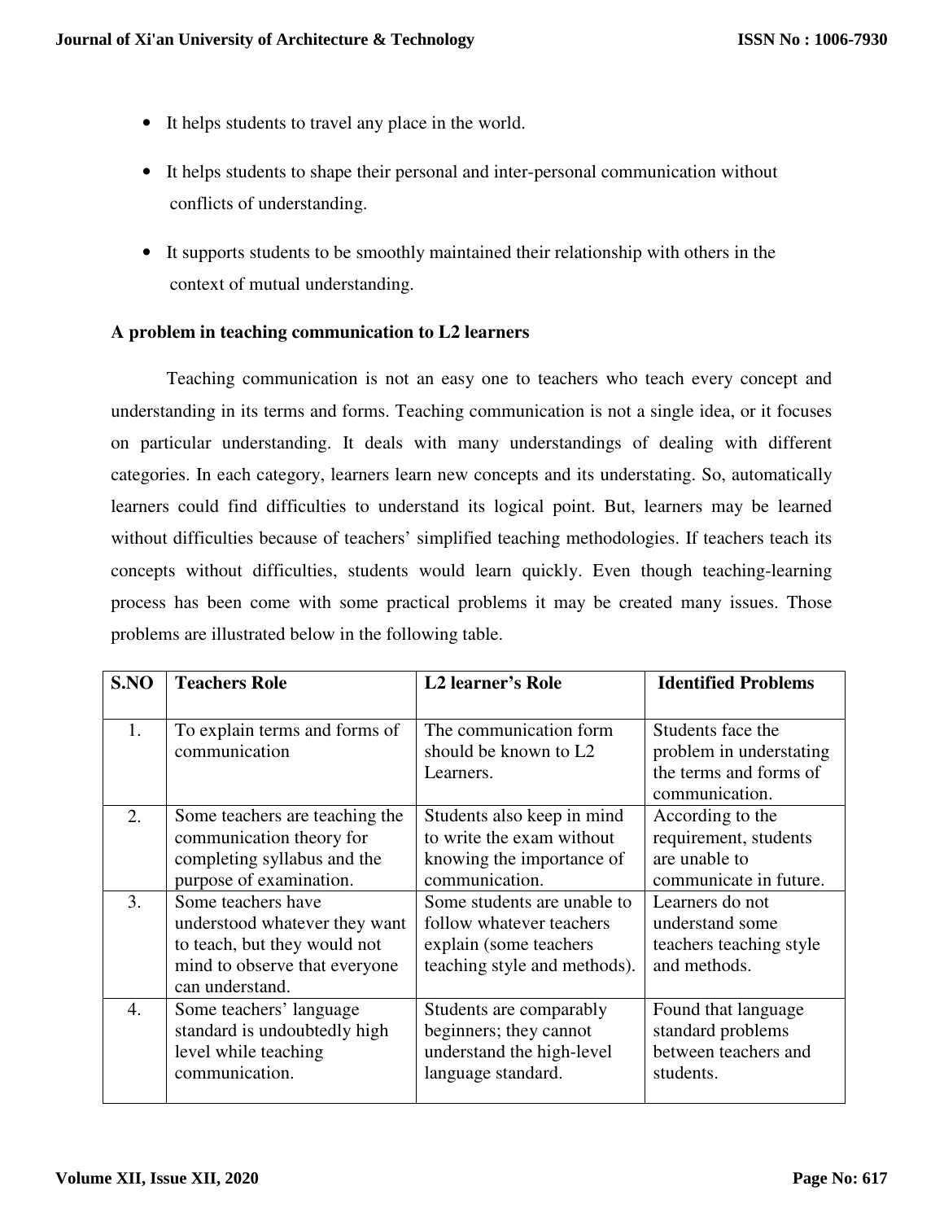- It helps students to travel any place in the world.
- It helps students to shape their personal and inter-personal communication without conflicts of understanding.
- It supports students to be smoothly maintained their relationship with others in the context of mutual understanding.

**A problem in teaching communication to L2 learners**

Teaching communication is not an easy one to teachers who teach every concept and understanding in its terms and forms. Teaching communication is not a single idea, or it focuses on particular understanding. It deals with many understandings of dealing with different categories. In each category, learners learn new concepts and its understating. So, automatically learners could find difficulties to understand its logical point. But, learners may be learned without difficulties because of teachers' simplified teaching methodologies. If teachers teach its concepts without difficulties, students would learn quickly. Even though teaching-learning process has been come with some practical problems it may be created many issues. Those problems are illustrated below in the following table.

| S.NO | Teachers Role | L2 learner's Role | Identified Problems |
|---|---|---|---|
| 1. | To explain terms and forms of communication | The communication form should be known to L2 Learners. | Students face the problem in understating the terms and forms of communication. |
| 2. | Some teachers are teaching the communication theory for completing syllabus and the purpose of examination. | Students also keep in mind to write the exam without knowing the importance of communication. | According to the requirement, students are unable to communicate in future. |
| 3. | Some teachers have understood whatever they want to teach, but they would not mind to observe that everyone can understand. | Some students are unable to follow whatever teachers explain (some teachers teaching style and methods). | Learners do not understand some teachers teaching style and methods. |
| 4. | Some teachers' language standard is undoubtedly high level while teaching communication. | Students are comparably beginners; they cannot understand the high-level language standard. | Found that language standard problems between teachers and students. |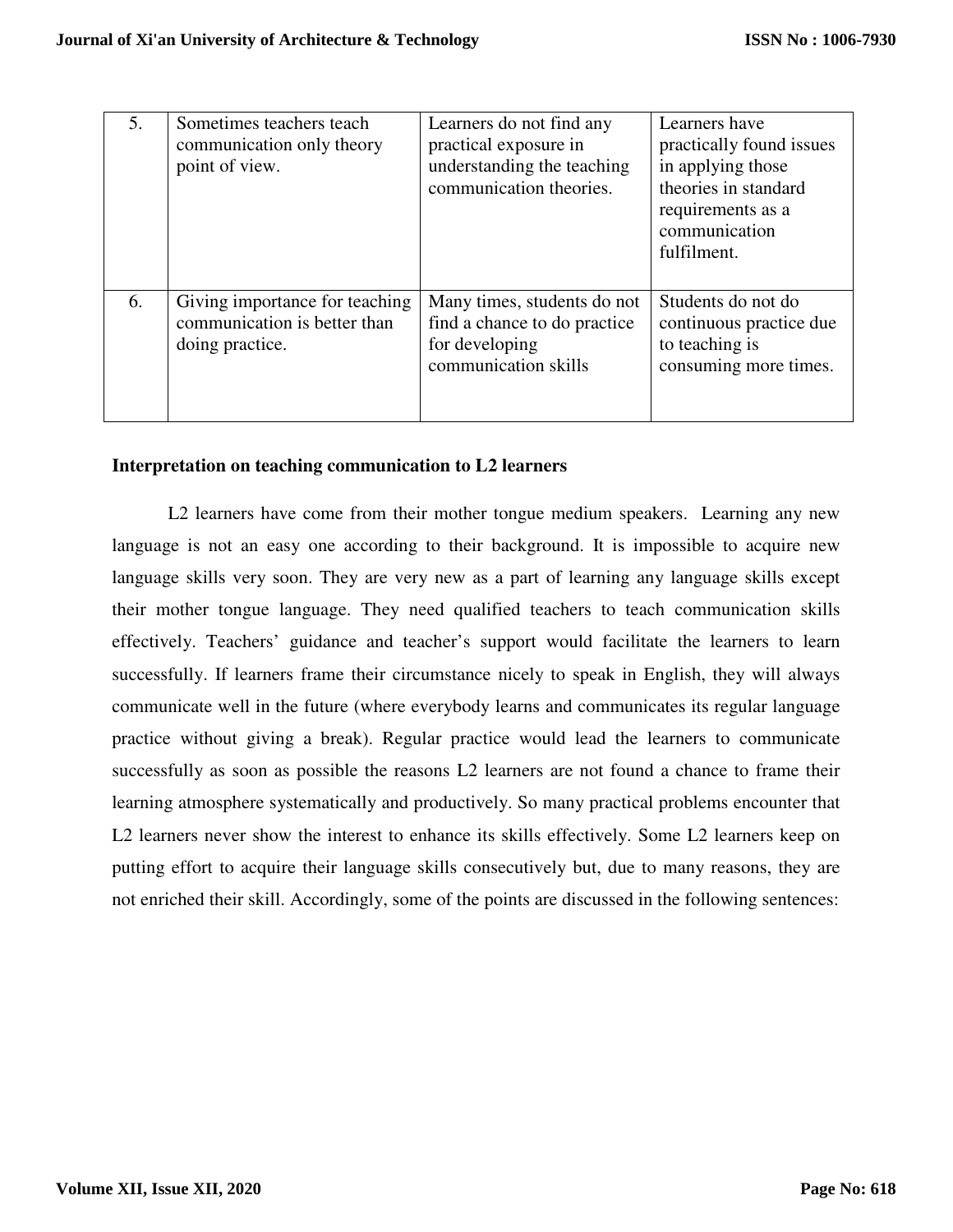| 5. | Sometimes teachers teach communication only theory point of view. | Learners do not find any practical exposure in understanding the teaching communication theories. | Learners have practically found issues in applying those theories in standard requirements as a communication fulfilment. |
|---|---|---|---|
| 6. | Giving importance for teaching communication is better than doing practice. | Many times, students do not find a chance to do practice for developing communication skills | Students do not do continuous practice due to teaching is consuming more times. |

**Interpretation on teaching communication to L2 learners**

L2 learners have come from their mother tongue medium speakers. Learning any new language is not an easy one according to their background. It is impossible to acquire new language skills very soon. They are very new as a part of learning any language skills except their mother tongue language. They need qualified teachers to teach communication skills effectively. Teachers' guidance and teacher's support would facilitate the learners to learn successfully. If learners frame their circumstance nicely to speak in English, they will always communicate well in the future (where everybody learns and communicates its regular language practice without giving a break). Regular practice would lead the learners to communicate successfully as soon as possible the reasons L2 learners are not found a chance to frame their learning atmosphere systematically and productively. So many practical problems encounter that L2 learners never show the interest to enhance its skills effectively. Some L2 learners keep on putting effort to acquire their language skills consecutively but, due to many reasons, they are not enriched their skill. Accordingly, some of the points are discussed in the following sentences: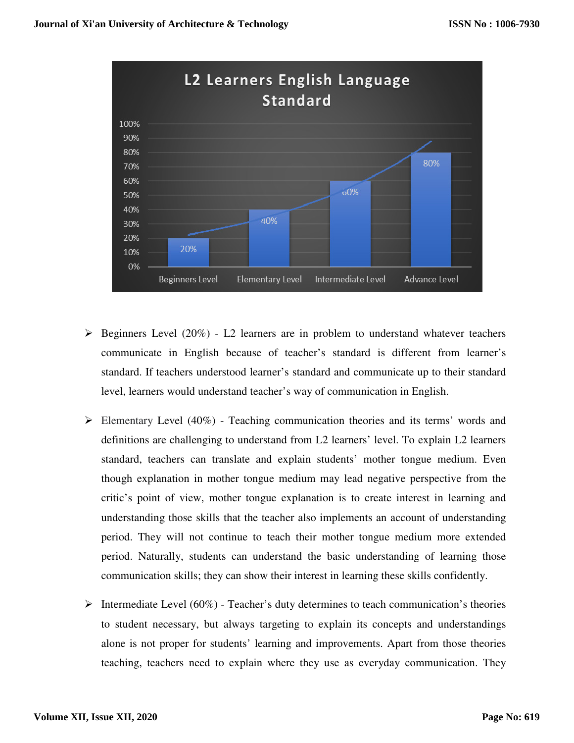L2 Learners English Language Standard

| Level | Percentage |
|---|---|
| Beginners Level | 20% |
| Elementary Level | 40% |
| Intermediate Level | 60% |
| Advance Level | 80% |

- Beginners Level (20%) - L2 learners are in problem to understand whatever teachers communicate in English because of teacher's standard is different from learner's standard. If teachers understood learner's standard and communicate up to their standard level, learners would understand teacher's way of communication in English.

- Elementary Level (40%) - Teaching communication theories and its terms' words and definitions are challenging to understand from L2 learners' level. To explain L2 learners standard, teachers can translate and explain students' mother tongue medium. Even though explanation in mother tongue medium may lead negative perspective from the critic's point of view, mother tongue explanation is to create interest in learning and understanding those skills that the teacher also implements an account of understanding period. They will not continue to teach their mother tongue medium more extended period. Naturally, students can understand the basic understanding of learning those communication skills; they can show their interest in learning these skills confidently.

- Intermediate Level (60%) - Teacher's duty determines to teach communication's theories to student necessary, but always targeting to explain its concepts and understandings alone is not proper for students' learning and improvements. Apart from those theories teaching, teachers need to explain where they use as everyday communication. They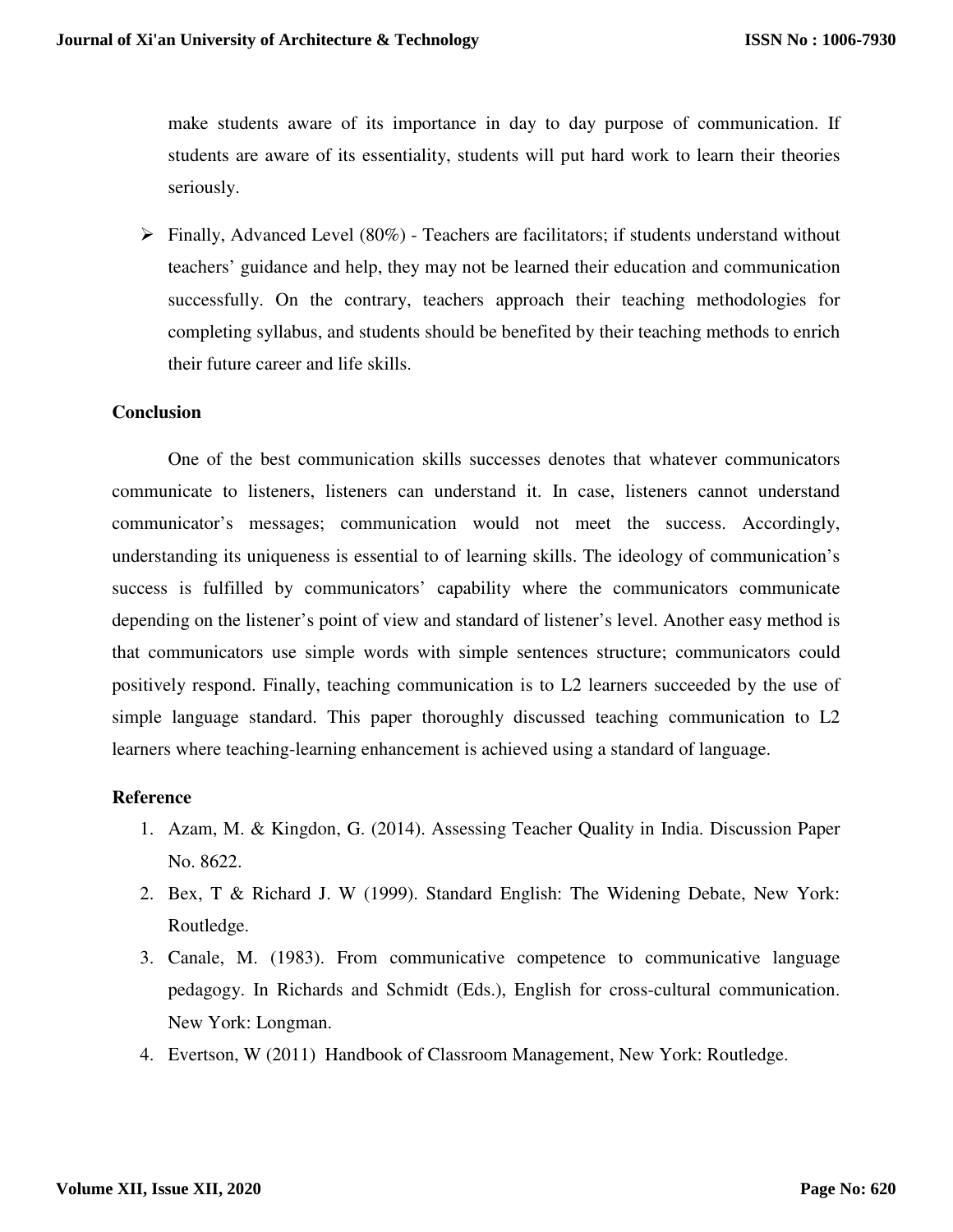make students aware of its importance in day to day purpose of communication. If students are aware of its essentiality, students will put hard work to learn their theories seriously.

- Finally, Advanced Level (80%) - Teachers are facilitators; if students understand without teachers' guidance and help, they may not be learned their education and communication successfully. On the contrary, teachers approach their teaching methodologies for completing syllabus, and students should be benefited by their teaching methods to enrich their future career and life skills.

## Conclusion

One of the best communication skills successes denotes that whatever communicators communicate to listeners, listeners can understand it. In case, listeners cannot understand communicator's messages; communication would not meet the success. Accordingly, understanding its uniqueness is essential to of learning skills. The ideology of communication's success is fulfilled by communicators' capability where the communicators communicate depending on the listener's point of view and standard of listener's level. Another easy method is that communicators use simple words with simple sentences structure; communicators could positively respond. Finally, teaching communication is to L2 learners succeeded by the use of simple language standard. This paper thoroughly discussed teaching communication to L2 learners where teaching-learning enhancement is achieved using a standard of language.

## Reference

1. Azam, M. & Kingdon, G. (2014). Assessing Teacher Quality in India. Discussion Paper No. 8622.
2. Bex, T & Richard J. W (1999). Standard English: The Widening Debate, New York: Routledge.
3. Canale, M. (1983). From communicative competence to communicative language pedagogy. In Richards and Schmidt (Eds.), English for cross-cultural communication. New York: Longman.
4. Evertson, W (2011) Handbook of Classroom Management, New York: Routledge.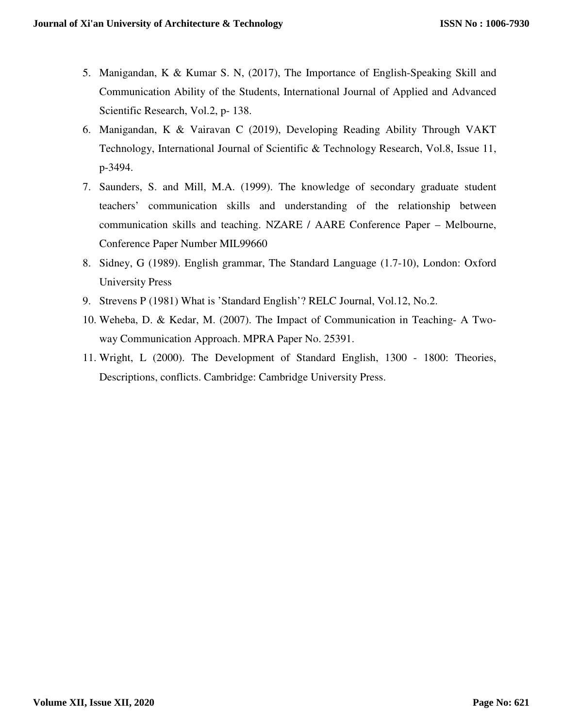5. Manigandan, K & Kumar S. N, (2017), The Importance of English-Speaking Skill and Communication Ability of the Students, International Journal of Applied and Advanced Scientific Research, Vol.2, p- 138.
6. Manigandan, K & Vairavan C (2019), Developing Reading Ability Through VAKT Technology, International Journal of Scientific & Technology Research, Vol.8, Issue 11, p-3494.
7. Saunders, S. and Mill, M.A. (1999). The knowledge of secondary graduate student teachers' communication skills and understanding of the relationship between communication skills and teaching. NZARE / AARE Conference Paper – Melbourne, Conference Paper Number MIL99660
8. Sidney, G (1989). English grammar, The Standard Language (1.7-10), London: Oxford University Press
9. Strevens P (1981) What is 'Standard English'? RELC Journal, Vol.12, No.2.
10. Weheba, D. & Kedar, M. (2007). The Impact of Communication in Teaching- A Two-way Communication Approach. MPRA Paper No. 25391.
11. Wright, L (2000). The Development of Standard English, 1300 - 1800: Theories, Descriptions, conflicts. Cambridge: Cambridge University Press.